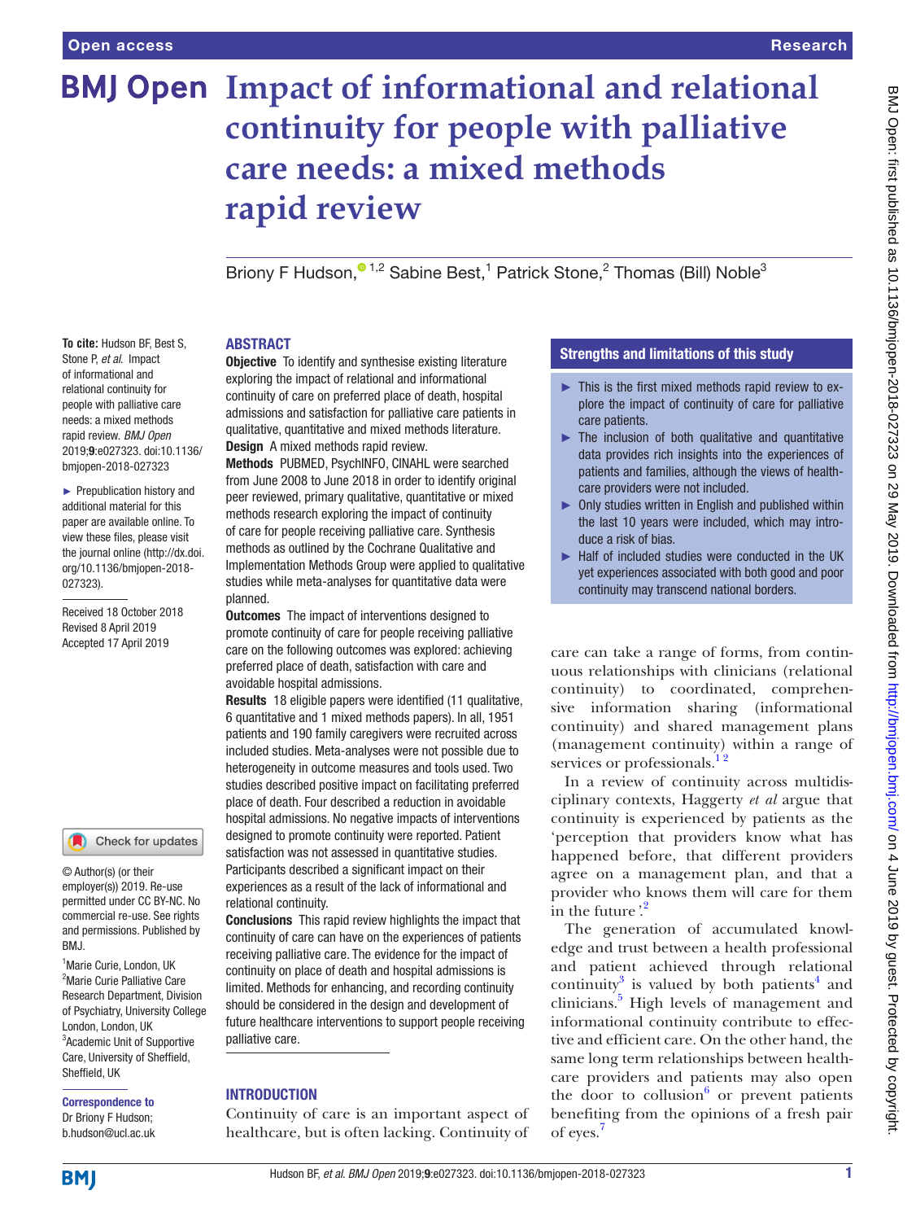# Impact of informational and relational continuity for people with palliative care needs: a mixed methods rapid review

Briony F Hudson,[1,2] Sabine Best,[1] Patrick Stone,[2] Thomas (Bill) Noble[3]

**To cite:** Hudson BF, Best S, Stone P, *et al.* Impact of informational and relational continuity for people with palliative care needs: a mixed methods rapid review. *BMJ Open* 2019;**9**:e027323. doi:10.1136/bmjopen-2018-027323

► Prepublication history and additional material for this paper are available online. To view these files, please visit the journal online (http://dx.doi.org/10.1136/bmjopen-2018-027323).

Received 18 October 2018
Revised 8 April 2019
Accepted 17 April 2019

© Author(s) (or their employer(s)) 2019. Re-use permitted under CC BY-NC. No commercial re-use. See rights and permissions. Published by BMJ.

[1]Marie Curie, London, UK
[2]Marie Curie Palliative Care Research Department, Division of Psychiatry, University College London, London, UK
[3]Academic Unit of Supportive Care, University of Sheffield, Sheffield, UK

**Correspondence to**
Dr Briony F Hudson; b.hudson@ucl.ac.uk

## ABSTRACT

**Objective** To identify and synthesise existing literature exploring the impact of relational and informational continuity of care on preferred place of death, hospital admissions and satisfaction for palliative care patients in qualitative, quantitative and mixed methods literature.

**Design** A mixed methods rapid review.

**Methods** PUBMED, PsychINFO, CINAHL were searched from June 2008 to June 2018 in order to identify original peer reviewed, primary qualitative, quantitative or mixed methods research exploring the impact of continuity of care for people receiving palliative care. Synthesis methods as outlined by the Cochrane Qualitative and Implementation Methods Group were applied to qualitative studies while meta-analyses for quantitative data were planned.

**Outcomes** The impact of interventions designed to promote continuity of care for people receiving palliative care on the following outcomes was explored: achieving preferred place of death, satisfaction with care and avoidable hospital admissions.

**Results** 18 eligible papers were identified (11 qualitative, 6 quantitative and 1 mixed methods papers). In all, 1951 patients and 190 family caregivers were recruited across included studies. Meta-analyses were not possible due to heterogeneity in outcome measures and tools used. Two studies described positive impact on facilitating preferred place of death. Four described a reduction in avoidable hospital admissions. No negative impacts of interventions designed to promote continuity were reported. Patient satisfaction was not assessed in quantitative studies. Participants described a significant impact on their experiences as a result of the lack of informational and relational continuity.

**Conclusions** This rapid review highlights the impact that continuity of care can have on the experiences of patients receiving palliative care. The evidence for the impact of continuity on place of death and hospital admissions is limited. Methods for enhancing, and recording continuity should be considered in the design and development of future healthcare interventions to support people receiving palliative care.

## Strengths and limitations of this study

- This is the first mixed methods rapid review to explore the impact of continuity of care for palliative care patients.
- The inclusion of both qualitative and quantitative data provides rich insights into the experiences of patients and families, although the views of healthcare providers were not included.
- Only studies written in English and published within the last 10 years were included, which may introduce a risk of bias.
- Half of included studies were conducted in the UK yet experiences associated with both good and poor continuity may transcend national borders.

## INTRODUCTION

Continuity of care is an important aspect of healthcare, but is often lacking. Continuity of care can take a range of forms, from continuous relationships with clinicians (relational continuity) to coordinated, comprehensive information sharing (informational continuity) and shared management plans (management continuity) within a range of services or professionals.[1,2]

In a review of continuity across multidisciplinary contexts, Haggerty *et al* argue that continuity is experienced by patients as the 'perception that providers know what has happened before, that different providers agree on a management plan, and that a provider who knows them will care for them in the future'.[2]

The generation of accumulated knowledge and trust between a health professional and patient achieved through relational continuity[3] is valued by both patients[4] and clinicians.[5] High levels of management and informational continuity contribute to effective and efficient care. On the other hand, the same long term relationships between healthcare providers and patients may also open the door to collusion[6] or prevent patients benefiting from the opinions of a fresh pair of eyes.[7]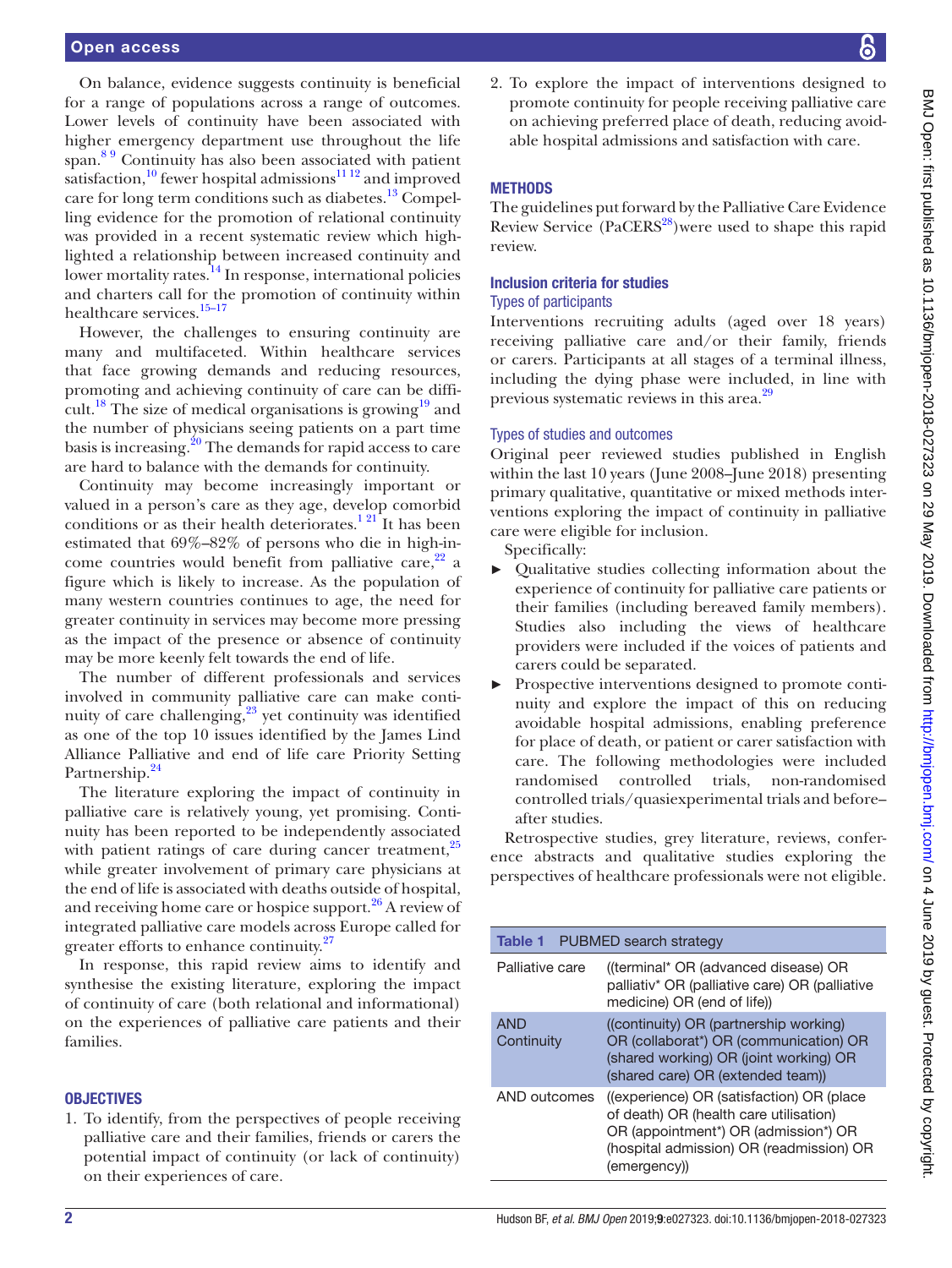On balance, evidence suggests continuity is beneficial for a range of populations across a range of outcomes. Lower levels of continuity have been associated with higher emergency department use throughout the life span.[8,9] Continuity has also been associated with patient satisfaction,[10] fewer hospital admissions[11,12] and improved care for long term conditions such as diabetes.[13] Compelling evidence for the promotion of relational continuity was provided in a recent systematic review which highlighted a relationship between increased continuity and lower mortality rates.[14] In response, international policies and charters call for the promotion of continuity within healthcare services.[15–17]

However, the challenges to ensuring continuity are many and multifaceted. Within healthcare services that face growing demands and reducing resources, promoting and achieving continuity of care can be difficult.[18] The size of medical organisations is growing[19] and the number of physicians seeing patients on a part time basis is increasing.[20] The demands for rapid access to care are hard to balance with the demands for continuity.

Continuity may become increasingly important or valued in a person's care as they age, develop comorbid conditions or as their health deteriorates.[1,21] It has been estimated that 69%–82% of persons who die in high-income countries would benefit from palliative care,[22] a figure which is likely to increase. As the population of many western countries continues to age, the need for greater continuity in services may become more pressing as the impact of the presence or absence of continuity may be more keenly felt towards the end of life.

The number of different professionals and services involved in community palliative care can make continuity of care challenging,[23] yet continuity was identified as one of the top 10 issues identified by the James Lind Alliance Palliative and end of life care Priority Setting Partnership.[24]

The literature exploring the impact of continuity in palliative care is relatively young, yet promising. Continuity has been reported to be independently associated with patient ratings of care during cancer treatment,[25] while greater involvement of primary care physicians at the end of life is associated with deaths outside of hospital, and receiving home care or hospice support.[26] A review of integrated palliative care models across Europe called for greater efforts to enhance continuity.[27]

In response, this rapid review aims to identify and synthesise the existing literature, exploring the impact of continuity of care (both relational and informational) on the experiences of palliative care patients and their families.

## OBJECTIVES

1. To identify, from the perspectives of people receiving palliative care and their families, friends or carers the potential impact of continuity (or lack of continuity) on their experiences of care.
2. To explore the impact of interventions designed to promote continuity for people receiving palliative care on achieving preferred place of death, reducing avoidable hospital admissions and satisfaction with care.

## METHODS

The guidelines put forward by the Palliative Care Evidence Review Service (PaCERS[28])were used to shape this rapid review.

### Inclusion criteria for studies

#### Types of participants

Interventions recruiting adults (aged over 18 years) receiving palliative care and/or their family, friends or carers. Participants at all stages of a terminal illness, including the dying phase were included, in line with previous systematic reviews in this area.[29]

#### Types of studies and outcomes

Original peer reviewed studies published in English within the last 10 years (June 2008–June 2018) presenting primary qualitative, quantitative or mixed methods interventions exploring the impact of continuity in palliative care were eligible for inclusion.

Specifically:

- Qualitative studies collecting information about the experience of continuity for palliative care patients or their families (including bereaved family members). Studies also including the views of healthcare providers were included if the voices of patients and carers could be separated.
- Prospective interventions designed to promote continuity and explore the impact of this on reducing avoidable hospital admissions, enabling preference for place of death, or patient or carer satisfaction with care. The following methodologies were included randomised controlled trials, non-randomised controlled trials/quasiexperimental trials and before–after studies.

Retrospective studies, grey literature, reviews, conference abstracts and qualitative studies exploring the perspectives of healthcare professionals were not eligible.

**Table 1** PUBMED search strategy

| | |
|---|---|
| Palliative care | ((terminal* OR (advanced disease) OR palliativ* OR (palliative care) OR (palliative medicine) OR (end of life)) |
| AND Continuity | ((continuity) OR (partnership working) OR (collaborat*) OR (communication) OR (shared working) OR (joint working) OR (shared care) OR (extended team)) |
| AND outcomes | ((experience) OR (satisfaction) OR (place of death) OR (health care utilisation) OR (appointment*) OR (admission*) OR (hospital admission) OR (readmission) OR (emergency)) |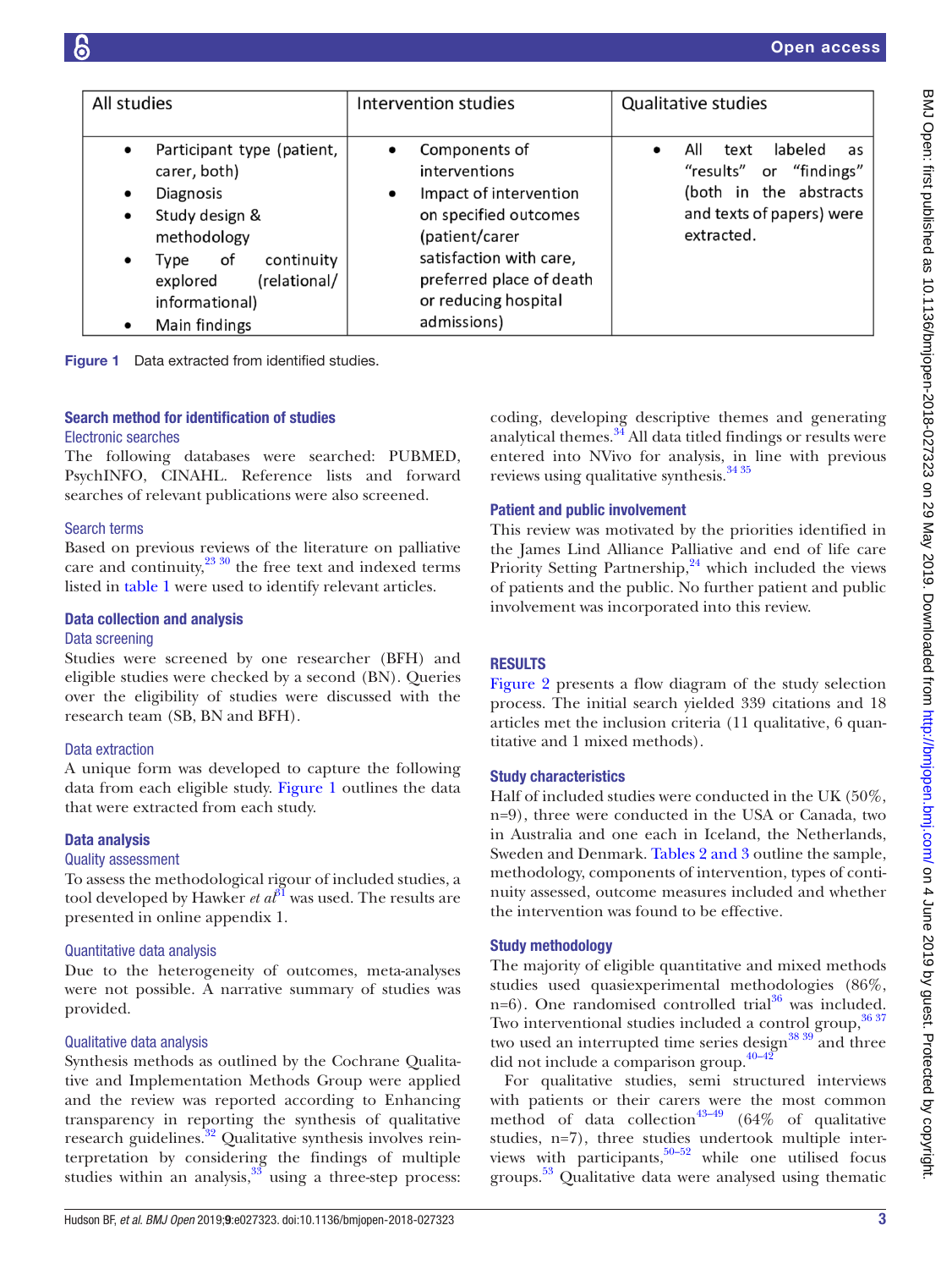| All studies | Intervention studies | Qualitative studies |
|---|---|---|
| • Participant type (patient, carer, both)<br>• Diagnosis<br>• Study design & methodology<br>• Type of continuity explored (relational/ informational)<br>• Main findings | • Components of interventions<br>• Impact of intervention on specified outcomes (patient/carer satisfaction with care, preferred place of death or reducing hospital admissions) | • All text labeled as "results" or "findings" (both in the abstracts and texts of papers) were extracted. |

**Figure 1** Data extracted from identified studies.

### Search method for identification of studies

#### Electronic searches

The following databases were searched: PUBMED, PsychINFO, CINAHL. Reference lists and forward searches of relevant publications were also screened.

#### Search terms

Based on previous reviews of the literature on palliative care and continuity,[23 30] the free text and indexed terms listed in table 1 were used to identify relevant articles.

### Data collection and analysis

#### Data screening

Studies were screened by one researcher (BFH) and eligible studies were checked by a second (BN). Queries over the eligibility of studies were discussed with the research team (SB, BN and BFH).

#### Data extraction

A unique form was developed to capture the following data from each eligible study. Figure 1 outlines the data that were extracted from each study.

### Data analysis

#### Quality assessment

To assess the methodological rigour of included studies, a tool developed by Hawker *et al*[31] was used. The results are presented in online appendix 1.

#### Quantitative data analysis

Due to the heterogeneity of outcomes, meta-analyses were not possible. A narrative summary of studies was provided.

#### Qualitative data analysis

Synthesis methods as outlined by the Cochrane Qualitative and Implementation Methods Group were applied and the review was reported according to Enhancing transparency in reporting the synthesis of qualitative research guidelines.[32] Qualitative synthesis involves reinterpretation by considering the findings of multiple studies within an analysis,[33] using a three-step process: coding, developing descriptive themes and generating analytical themes.[34] All data titled findings or results were entered into NVivo for analysis, in line with previous reviews using qualitative synthesis.[34 35]

### Patient and public involvement

This review was motivated by the priorities identified in the James Lind Alliance Palliative and end of life care Priority Setting Partnership,[24] which included the views of patients and the public. No further patient and public involvement was incorporated into this review.

## RESULTS

Figure 2 presents a flow diagram of the study selection process. The initial search yielded 339 citations and 18 articles met the inclusion criteria (11 qualitative, 6 quantitative and 1 mixed methods).

### Study characteristics

Half of included studies were conducted in the UK (50%, n=9), three were conducted in the USA or Canada, two in Australia and one each in Iceland, the Netherlands, Sweden and Denmark. Tables 2 and 3 outline the sample, methodology, components of intervention, types of continuity assessed, outcome measures included and whether the intervention was found to be effective.

### Study methodology

The majority of eligible quantitative and mixed methods studies used quasiexperimental methodologies (86%, n=6). One randomised controlled trial[36] was included. Two interventional studies included a control group,[36 37] two used an interrupted time series design[38 39] and three did not include a comparison group.[40–42]

For qualitative studies, semi structured interviews with patients or their carers were the most common method of data collection[43–49] (64% of qualitative studies, n=7), three studies undertook multiple interviews with participants,[50–52] while one utilised focus groups.[53] Qualitative data were analysed using thematic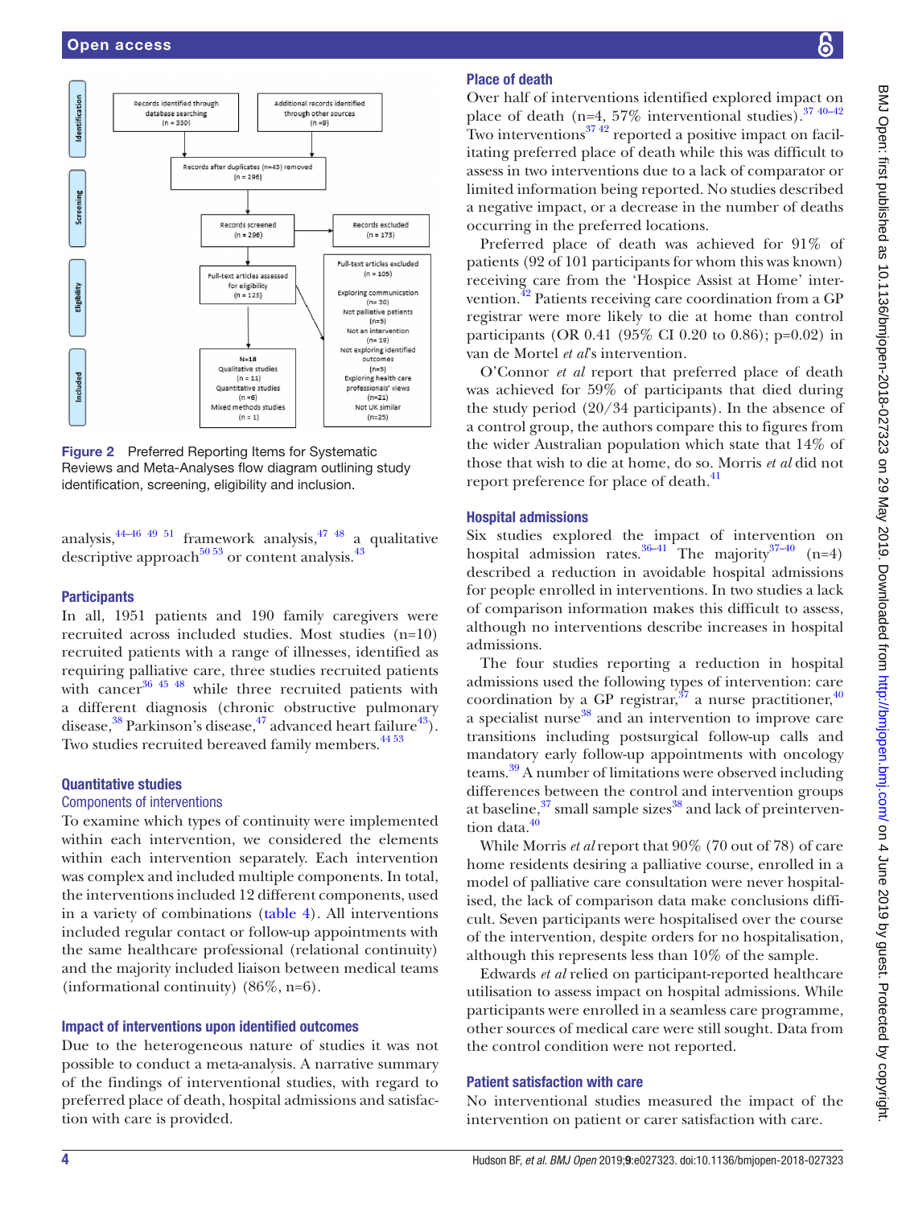Figure 2 Preferred Reporting Items for Systematic Reviews and Meta-Analyses flow diagram outlining study identification, screening, eligibility and inclusion.

analysis,[44–46 49 51] framework analysis,[47 48] a qualitative descriptive approach[50 53] or content analysis.[43]

### Participants

In all, 1951 patients and 190 family caregivers were recruited across included studies. Most studies (n=10) recruited patients with a range of illnesses, identified as requiring palliative care, three studies recruited patients with cancer[36 45 48] while three recruited patients with a different diagnosis (chronic obstructive pulmonary disease,[38] Parkinson's disease,[47] advanced heart failure[43]). Two studies recruited bereaved family members.[44 53]

### Quantitative studies

#### Components of interventions

To examine which types of continuity were implemented within each intervention, we considered the elements within each intervention separately. Each intervention was complex and included multiple components. In total, the interventions included 12 different components, used in a variety of combinations (table 4). All interventions included regular contact or follow-up appointments with the same healthcare professional (relational continuity) and the majority included liaison between medical teams (informational continuity) (86%, n=6).

### Impact of interventions upon identified outcomes

Due to the heterogeneous nature of studies it was not possible to conduct a meta-analysis. A narrative summary of the findings of interventional studies, with regard to preferred place of death, hospital admissions and satisfaction with care is provided.

### Place of death

Over half of interventions identified explored impact on place of death (n=4, 57% interventional studies).[37 40–42] Two interventions[37 42] reported a positive impact on facilitating preferred place of death while this was difficult to assess in two interventions due to a lack of comparator or limited information being reported. No studies described a negative impact, or a decrease in the number of deaths occurring in the preferred locations.

Preferred place of death was achieved for 91% of patients (92 of 101 participants for whom this was known) receiving care from the 'Hospice Assist at Home' intervention.[42] Patients receiving care coordination from a GP registrar were more likely to die at home than control participants (OR 0.41 (95% CI 0.20 to 0.86); p=0.02) in van de Mortel *et al*'s intervention.

O'Connor *et al* report that preferred place of death was achieved for 59% of participants that died during the study period (20/34 participants). In the absence of a control group, the authors compare this to figures from the wider Australian population which state that 14% of those that wish to die at home, do so. Morris *et al* did not report preference for place of death.[41]

### Hospital admissions

Six studies explored the impact of intervention on hospital admission rates.[36–41] The majority[37–40] (n=4) described a reduction in avoidable hospital admissions for people enrolled in interventions. In two studies a lack of comparison information makes this difficult to assess, although no interventions describe increases in hospital admissions.

The four studies reporting a reduction in hospital admissions used the following types of intervention: care coordination by a GP registrar,[37] a nurse practitioner,[40] a specialist nurse[38] and an intervention to improve care transitions including postsurgical follow-up calls and mandatory early follow-up appointments with oncology teams.[39] A number of limitations were observed including differences between the control and intervention groups at baseline,[37] small sample sizes[38] and lack of preintervention data.[40]

While Morris *et al* report that 90% (70 out of 78) of care home residents desiring a palliative course, enrolled in a model of palliative care consultation were never hospitalised, the lack of comparison data make conclusions difficult. Seven participants were hospitalised over the course of the intervention, despite orders for no hospitalisation, although this represents less than 10% of the sample.

Edwards *et al* relied on participant-reported healthcare utilisation to assess impact on hospital admissions. While participants were enrolled in a seamless care programme, other sources of medical care were still sought. Data from the control condition were not reported.

### Patient satisfaction with care

No interventional studies measured the impact of the intervention on patient or carer satisfaction with care.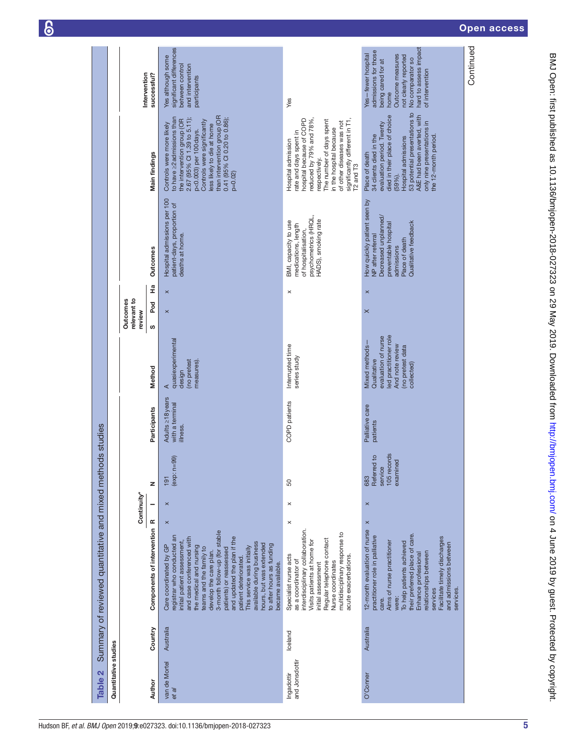**Table 2** Summary of reviewed quantitative and mixed methods studies

**Quantitative studies**

| Author | Country | Components of intervention | Continuity* R | Continuity* I | N | Participants | Method | Outcomes relevant to review S | Outcomes relevant to review Pod | Outcomes relevant to review Ha | Outcomes | Main findings | Intervention successful? |
|---|---|---|---|---|---|---|---|---|---|---|---|---|---|
| van de Mortel *et al* | Australia | Care coordinated by GP registrar who conducted an initial patient assessment, and case conferenced with the medical and nursing teams and the family to develop the care plan. 3-month follow-up (for stable patients) or reassessed and updated the plan if the patient deteriorated. This service was initially available during business hours, but was extended to after hours as funding became available. | × | × | 191 (exp: n=99) | Adults ≥18 years with a terminal illness. | A quasiexperimental design (no pretest measures). | | × | × | Hospital admissions per 100 patient-days, proportion of deaths at home. | Controls were more likely to have ≥2 admissions than the intervention group (OR 2.67 (95% CI 1.39 to 5.11); p<0.003) per 100 days. Controls were significantly less likely to die at home than intervention group (OR 0.41 (95% CI 0.20 to 0.86); p=0.02) | Yes although some significant differences between control and intervention participants |
| Ingadottir and Jonsdottir | Iceland | Specialist nurse acts as a coordinator of interdisciplinary collaboration. Visits patients at home for initial assessment Regular telephone contact Nurse coordinates multidisciplinary response to acute exacerbations. | × | × | 50 | COPD patients | Interrupted time series study | | | × | BMI, capacity to use medications, length of hospitalisation, psychometrics (HRQL, HADS), smoking rate | Hospital admission rate and days spent in hospital because of COPD reduced by 79% and 78%, respectively. The number of days spent in the hospital because of other diseases was not significantly different in T1, T2 and T3 | Yes |
| O'Conner | Australia | 12-month evaluation of nurse practitioner role in palliative care. Aims of nurse practitioner were: To help patients achieved their preferred place of care. Enhance professional relationships between services Facilitate timely discharges and admissions between services. | × | × | 683 Referred to service 105 records examined | Palliative care patients | Mixed methods—Qualitative evaluation of nurse led practitioner role And note review (no pretest data collected) | | × | × | How quickly patient seen by NP after referral Decreased unplanned/preventable hospital admissions Place of death Qualitative feedback | Place of death 34 clients died in the evaluation period. Twenty died in their place of choice (59%). Hospital admissions 53 potential presentations to A&E had been averted, with only nine presentations in the 12-month period. | Yes—fewer hospital admissions for those being cared for at home Outcome measures not clearly reported No comparator so hard to assess impact of intervention |

Continued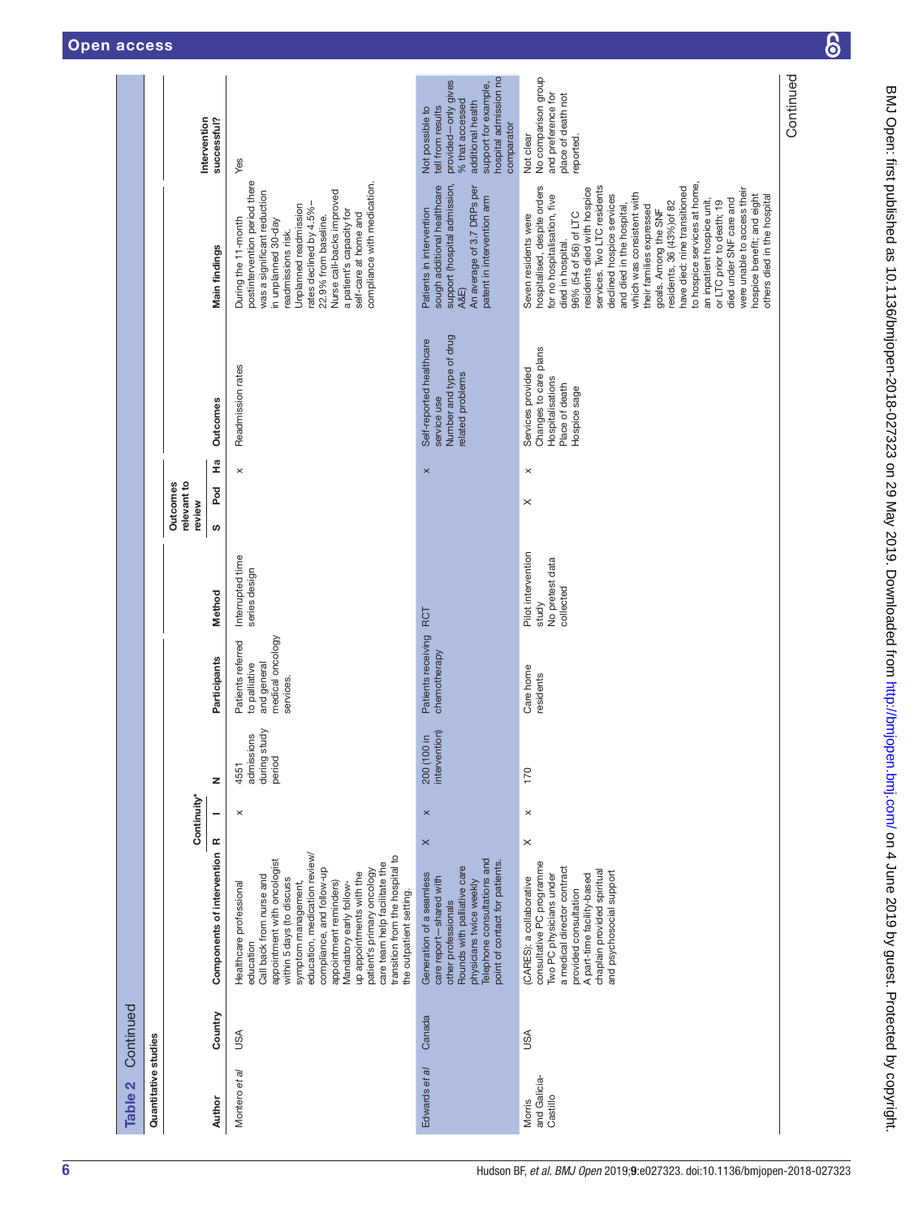Table 2 Continued

| Author | Country | Components of intervention | Continuity* R | I | N | Participants | Method | Outcomes relevant to review S | Pod | Ha | Outcomes | Main findings | Intervention successful? |
|---|---|---|---|---|---|---|---|---|---|---|---|---|---|
| **Quantitative studies** | | | | | | | | | | | | | |
| Montero *et al* | USA | Healthcare professional education<br>Call back from nurse and appointment with oncologist within 5 days (to discuss symptom management, education, medication review/compliance, and follow-up appointment reminders)<br>Mandatory early follow-up appointments with the patient's primary oncology care team help facilitate the transition from the hospital to the outpatient setting. | | × | 4551 admissions during study period | Patients referred to palliative and general medical oncology services. | Interrupted time series design | | | × | Readmission rates | During the 11-month postintervention period there was a significant reduction in unplanned 30-day readmissions risk.<br>Unplanned readmission rates declined by 4.5%–22.9% from baseline.<br>Nurse call-backs improved a patient's capacity for self-care at home and compliance with medication. | Yes |
| Edwards *et al* | Canada | Generation of a seamless care report—shared with other professionals<br>Rounds with palliative care physicians twice weekly<br>Telephone consultations and point of contact for patients. | × | × | 200 (100 in intervention) | Patients receiving chemotherapy | RCT | | | × | Self-reported healthcare service use<br>Number and type of drug related problems | Patients in intervention sough additional healthcare support (hospital admission, A&E)<br>An average of 3.7 DRPs per patent in intervention arm | Not possible to tell from results provided—only gives % that accessed additional health support for example, hospital admission no comparator |
| Morris and Galicia-Castillo | USA | (CARES): a collaborative consultative PC programme<br>Two PC physicians under a medical director contract provided consultation<br>A part-time facility-based chaplain provided spiritual and psychosocial support | × | × | 170 | Care home residents | Pilot intervention study<br>No pretest data collected | | × | × | Services provided<br>Changes to care plans<br>Hospitalisations<br>Place of death<br>Hospice sage | Seven residents were hospitalised, despite orders for no hospitalisation, five died in hospital.<br>96% (54 of 56) of LTC residents died with hospice services. Two LTC residents declined hospice services and died in the hospital, which was consistent with their families expressed goals. Among the SNF residents, 36 (43%) of 82 have died: nine transitioned to hospice services at home, an inpatient hospice unit, or LTC prior to death; 19 died under SNF care and were unable to access their hospice benefit; and eight others died in the hospital | Not clear<br>No comparison group and preference for place of death not reported. |

Continued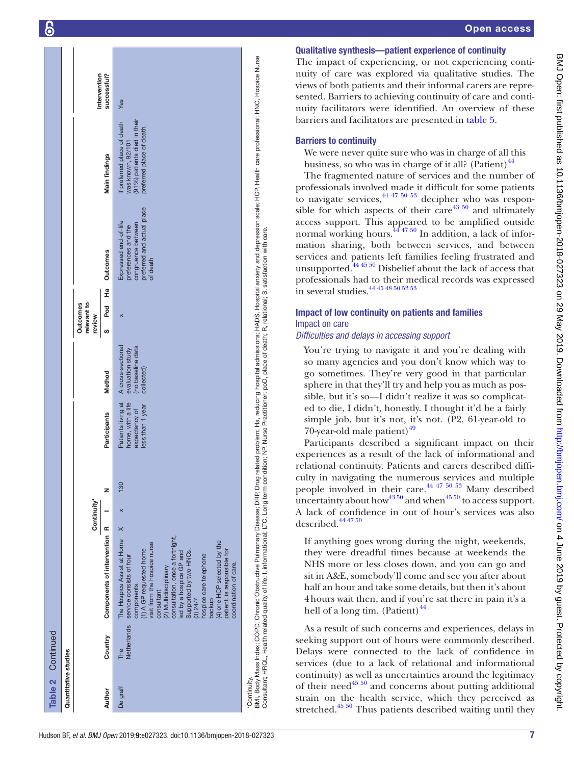**Table 2** Continued

| Quantitative studies | | | | | | | | | | | | | |
|---|---|---|---|---|---|---|---|---|---|---|---|---|---|
| | | | Continuity* | | | | | Outcomes relevant to review | | | | | |
| Author | Country | Components of intervention | R | I | N | Participants | Method | S | Pod | Ha | Outcomes | Main findings | Intervention successful? |
| De graff | The Netherlands | The Hospice Assist at Home service consists of four components. (1) A GP requested home visit from the hospice nurse consultant (2) Multidisciplinary consultation, once a fortnight, led by a hospice GP and Supported by two HNCs. (3) 24/7 hospice care telephone backup (4) one HCP selected by the patient, is responsible for coordination of care. | X | x | 130 | Patients living at home, with a life expectancy of less than 1 year | A cross-sectional evaluation study (no baseline data collected) | | x | | Expressed end-of-life preferences and the congruence between preferred and actual place of death | If preferred place of death was known, 92/101 (91%) patients died in their preferred place of death. | Yes |

*Continuity.
BMI, Body Mass Index; COPD, Chronic Obstructive Pulmonary Disease; DRP, Drug related problem; Ha, reducing hospital admissions; HADS, Hospital anxiety and depression scale; HCP, Health care professional; HNC, Hospice Nurse Consultant; HRQL, Health related quality of life; I, informational; LTC, Long term condition; NP, Nurse Practitioner; poD, place of death; R, relational; S, satisfaction with care.

### Qualitative synthesis—patient experience of continuity

The impact of experiencing, or not experiencing continuity of care was explored via qualitative studies. The views of both patients and their informal carers are represented. Barriers to achieving continuity of care and continuity facilitators were identified. An overview of these barriers and facilitators are presented in table 5.

### Barriers to continuity

> We were never quite sure who was in charge of all this business, so who was in charge of it all? (Patient)[44]

The fragmented nature of services and the number of professionals involved made it difficult for some patients to navigate services,[44 47 50 53] decipher who was responsible for which aspects of their care[43 50] and ultimately access support. This appeared to be amplified outside normal working hours.[44 47 50] In addition, a lack of information sharing, both between services, and between services and patients left families feeling frustrated and unsupported.[44 45 50] Disbelief about the lack of access that professionals had to their medical records was expressed in several studies.[44 45 48 50 52 53]

### Impact of low continuity on patients and families

#### Impact on care

*Difficulties and delays in accessing support*

> You're trying to navigate it and you're dealing with so many agencies and you don't know which way to go sometimes. They're very good in that particular sphere in that they'll try and help you as much as possible, but it's so—I didn't realize it was so complicated to die, I didn't, honestly. I thought it'd be a fairly simple job, but it's not, it's not. (P2, 61-year-old to 70-year-old male patient)[49]

Participants described a significant impact on their experiences as a result of the lack of informational and relational continuity. Patients and carers described difficulty in navigating the numerous services and multiple people involved in their care.[44 47 50 53] Many described uncertainty about how[43 50] and when[45 50] to access support. A lack of confidence in out of hour's services was also described.[44 47 50]

> If anything goes wrong during the night, weekends, they were dreadful times because at weekends the NHS more or less closes down, and you can go and sit in A&E, somebody'll come and see you after about half an hour and take some details, but then it's about 4 hours wait then, and if you're sat there in pain it's a hell of a long tim. (Patient)[44]

As a result of such concerns and experiences, delays in seeking support out of hours were commonly described. Delays were connected to the lack of confidence in services (due to a lack of relational and informational continuity) as well as uncertainties around the legitimacy of their need[45 50] and concerns about putting additional strain on the health service, which they perceived as stretched.[45 50] Thus patients described waiting until they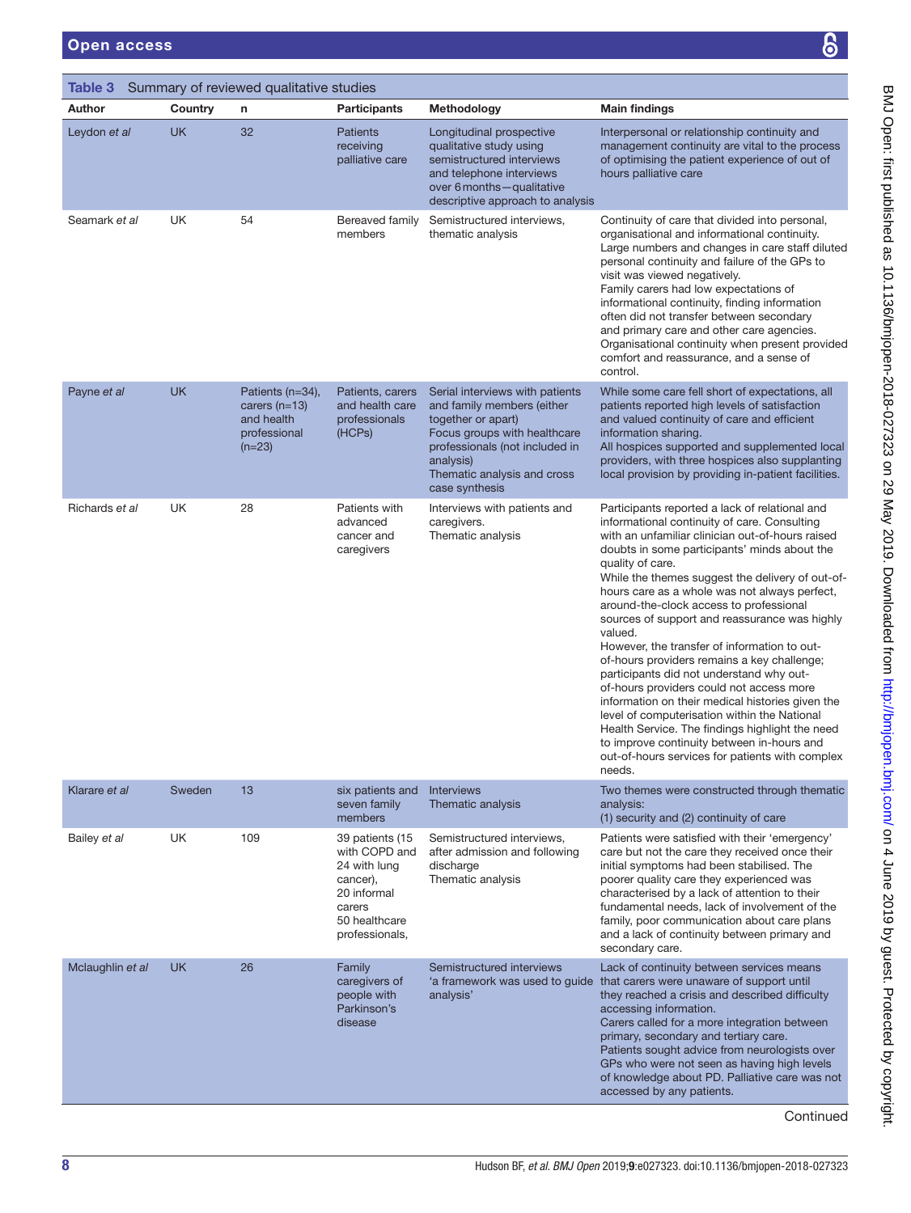**Table 3** Summary of reviewed qualitative studies

| Author | Country | n | Participants | Methodology | Main findings |
|---|---|---|---|---|---|
| Leydon *et al* | UK | 32 | Patients receiving palliative care | Longitudinal prospective qualitative study using semistructured interviews and telephone interviews over 6 months—qualitative descriptive approach to analysis | Interpersonal or relationship continuity and management continuity are vital to the process of optimising the patient experience of out of hours palliative care |
| Seamark *et al* | UK | 54 | Bereaved family members | Semistructured interviews, thematic analysis | Continuity of care that divided into personal, organisational and informational continuity. Large numbers and changes in care staff diluted personal continuity and failure of the GPs to visit was viewed negatively. Family carers had low expectations of informational continuity, finding information often did not transfer between secondary and primary care and other care agencies. Organisational continuity when present provided comfort and reassurance, and a sense of control. |
| Payne *et al* | UK | Patients (n=34), carers (n=13) and health professional (n=23) | Patients, carers and health care professionals (HCPs) | Serial interviews with patients and family members (either together or apart) Focus groups with healthcare professionals (not included in analysis) Thematic analysis and cross case synthesis | While some care fell short of expectations, all patients reported high levels of satisfaction and valued continuity of care and efficient information sharing. All hospices supported and supplemented local providers, with three hospices also supplanting local provision by providing in-patient facilities. |
| Richards *et al* | UK | 28 | Patients with advanced cancer and caregivers | Interviews with patients and caregivers. Thematic analysis | Participants reported a lack of relational and informational continuity of care. Consulting with an unfamiliar clinician out-of-hours raised doubts in some participants' minds about the quality of care. While the themes suggest the delivery of out-of-hours care as a whole was not always perfect, around-the-clock access to professional sources of support and reassurance was highly valued. However, the transfer of information to out-of-hours providers remains a key challenge; participants did not understand why out-of-hours providers could not access more information on their medical histories given the level of computerisation within the National Health Service. The findings highlight the need to improve continuity between in-hours and out-of-hours services for patients with complex needs. |
| Klarare *et al* | Sweden | 13 | six patients and seven family members | Interviews Thematic analysis | Two themes were constructed through thematic analysis: (1) security and (2) continuity of care |
| Bailey *et al* | UK | 109 | 39 patients (15 with COPD and 24 with lung cancer), 20 informal carers 50 healthcare professionals, | Semistructured interviews, after admission and following discharge Thematic analysis | Patients were satisfied with their 'emergency' care but not the care they received once their initial symptoms had been stabilised. The poorer quality care they experienced was characterised by a lack of attention to their fundamental needs, lack of involvement of the family, poor communication about care plans and a lack of continuity between primary and secondary care. |
| Mclaughlin *et al* | UK | 26 | Family caregivers of people with Parkinson's disease | Semistructured interviews 'a framework was used to guide analysis' | Lack of continuity between services means that carers were unaware of support until they reached a crisis and described difficulty accessing information. Carers called for a more integration between primary, secondary and tertiary care. Patients sought advice from neurologists over GPs who were not seen as having high levels of knowledge about PD. Palliative care was not accessed by any patients. |

Continued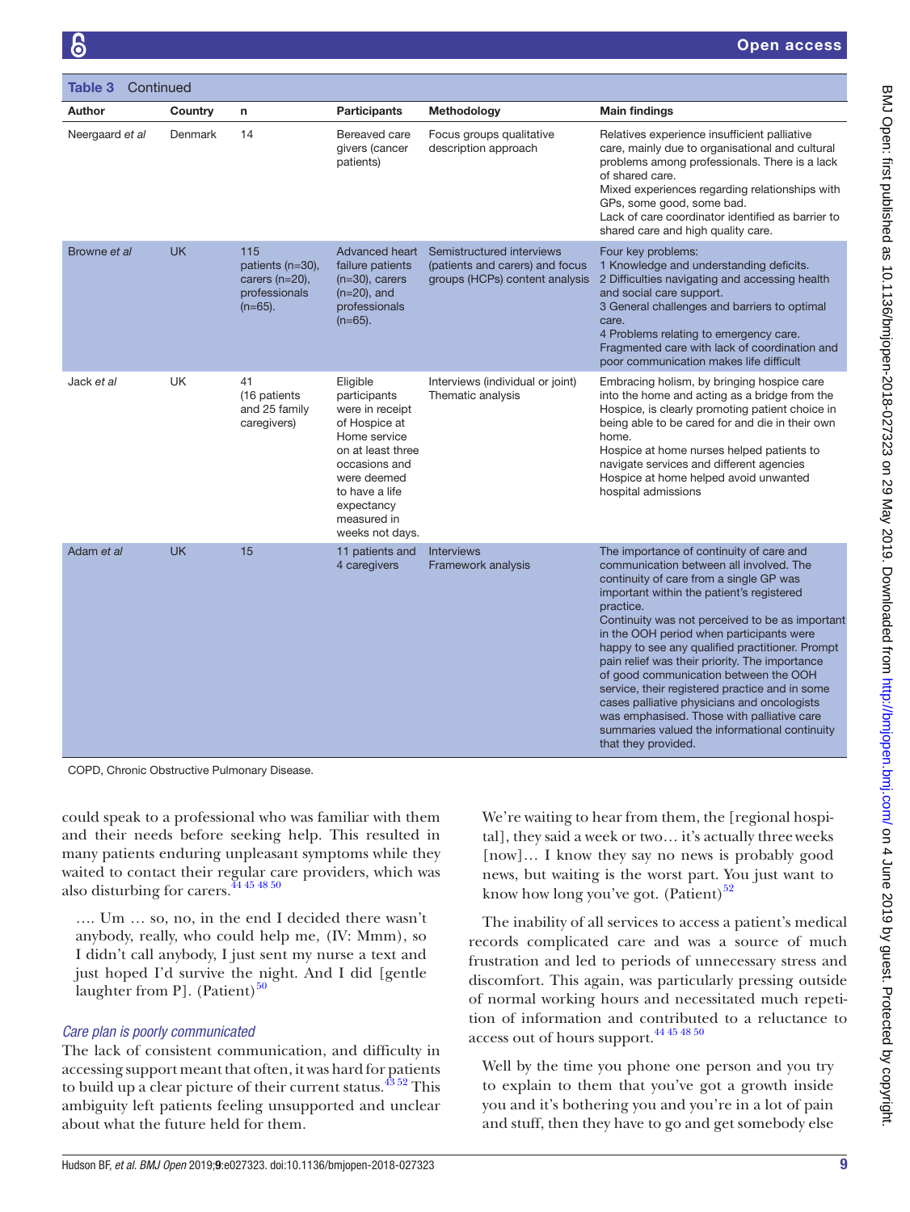**Table 3** Continued

| Author | Country | n | Participants | Methodology | Main findings |
|---|---|---|---|---|---|
| Neergaard *et al* | Denmark | 14 | Bereaved care givers (cancer patients) | Focus groups qualitative description approach | Relatives experience insufficient palliative care, mainly due to organisational and cultural problems among professionals. There is a lack of shared care.<br>Mixed experiences regarding relationships with GPs, some good, some bad.<br>Lack of care coordinator identified as barrier to shared care and high quality care. |
| Browne *et al* | UK | 115 patients (n=30), carers (n=20), professionals (n=65). | Advanced heart failure patients (n=30), carers (n=20), and professionals (n=65). | Semistructured interviews (patients and carers) and focus groups (HCPs) content analysis | Four key problems:<br>1 Knowledge and understanding deficits.<br>2 Difficulties navigating and accessing health and social care support.<br>3 General challenges and barriers to optimal care.<br>4 Problems relating to emergency care.<br>Fragmented care with lack of coordination and poor communication makes life difficult |
| Jack *et al* | UK | 41 (16 patients and 25 family caregivers) | Eligible participants were in receipt of Hospice at Home service on at least three occasions and were deemed to have a life expectancy measured in weeks not days. | Interviews (individual or joint) Thematic analysis | Embracing holism, by bringing hospice care into the home and acting as a bridge from the Hospice, is clearly promoting patient choice in being able to be cared for and die in their own home.<br>Hospice at home nurses helped patients to navigate services and different agencies<br>Hospice at home helped avoid unwanted hospital admissions |
| Adam *et al* | UK | 15 | 11 patients and 4 caregivers | Interviews Framework analysis | The importance of continuity of care and communication between all involved. The continuity of care from a single GP was important within the patient's registered practice.<br>Continuity was not perceived to be as important in the OOH period when participants were happy to see any qualified practitioner. Prompt pain relief was their priority. The importance of good communication between the OOH service, their registered practice and in some cases palliative physicians and oncologists was emphasised. Those with palliative care summaries valued the informational continuity that they provided. |

COPD, Chronic Obstructive Pulmonary Disease.

could speak to a professional who was familiar with them and their needs before seeking help. This resulted in many patients enduring unpleasant symptoms while they waited to contact their regular care providers, which was also disturbing for carers.[44 45 48 50]

> …. Um … so, no, in the end I decided there wasn't anybody, really, who could help me, (IV: Mmm), so I didn't call anybody, I just sent my nurse a text and just hoped I'd survive the night. And I did [gentle laughter from P]. (Patient)[50]

### *Care plan is poorly communicated*

The lack of consistent communication, and difficulty in accessing support meant that often, it was hard for patients to build up a clear picture of their current status.[43 52] This ambiguity left patients feeling unsupported and unclear about what the future held for them.

> We're waiting to hear from them, the [regional hospital], they said a week or two… it's actually three weeks [now]… I know they say no news is probably good news, but waiting is the worst part. You just want to know how long you've got. (Patient)[52]

The inability of all services to access a patient's medical records complicated care and was a source of much frustration and led to periods of unnecessary stress and discomfort. This again, was particularly pressing outside of normal working hours and necessitated much repetition of information and contributed to a reluctance to access out of hours support.[44 45 48 50]

> Well by the time you phone one person and you try to explain to them that you've got a growth inside you and it's bothering you and you're in a lot of pain and stuff, then they have to go and get somebody else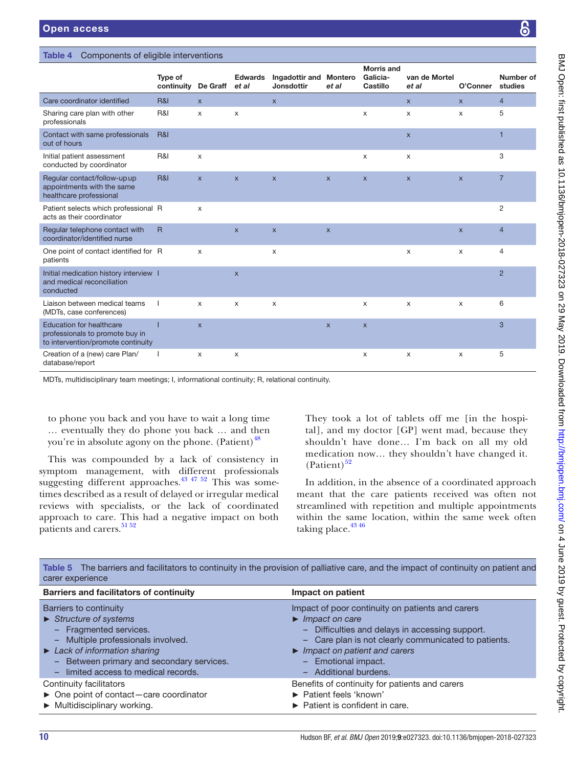**Table 4** Components of eligible interventions

| | Type of continuity | De Graff | Edwards *et al* | Ingadottir and Jonsdottir | Montero *et al* | Morris and Galicia-Castillo | van de Mortel *et al* | O'Conner | Number of studies |
|---|---|---|---|---|---|---|---|---|---|
| Care coordinator identified | R&I | x | | x | | | x | x | 4 |
| Sharing care plan with other professionals | R&I | x | x | | | x | x | x | 5 |
| Contact with same professionals out of hours | R&I | | | | | | x | | 1 |
| Initial patient assessment conducted by coordinator | R&I | x | | | | x | x | | 3 |
| Regular contact/follow-up up appointments with the same healthcare professional | R&I | x | x | x | x | x | x | x | 7 |
| Patient selects which professional acts as their coordinator | R | x | | | | | | | 2 |
| Regular telephone contact with coordinator/identified nurse | R | | x | x | x | | | x | 4 |
| One point of contact identified for patients | R | x | | x | | | x | x | 4 |
| Initial medication history interview and medical reconciliation conducted | I | | x | | | | | | 2 |
| Liaison between medical teams (MDTs, case conferences) | I | x | x | x | | x | x | x | 6 |
| Education for healthcare professionals to promote buy in to intervention/promote continuity | I | x | | | x | x | | | 3 |
| Creation of a (new) care Plan/ database/report | I | x | x | | | x | x | x | 5 |

MDTs, multidisciplinary team meetings; I, informational continuity; R, relational continuity.

to phone you back and you have to wait a long time … eventually they do phone you back … and then you're in absolute agony on the phone. (Patient)[48]

This was compounded by a lack of consistency in symptom management, with different professionals suggesting different approaches.[43 47 52] This was sometimes described as a result of delayed or irregular medical reviews with specialists, or the lack of coordinated approach to care. This had a negative impact on both patients and carers.[51 52]

They took a lot of tablets off me [in the hospital], and my doctor [GP] went mad, because they shouldn't have done… I'm back on all my old medication now… they shouldn't have changed it. (Patient)[52]

In addition, in the absence of a coordinated approach meant that the care patients received was often not streamlined with repetition and multiple appointments within the same location, within the same week often taking place.[43 46]

**Table 5** The barriers and facilitators to continuity in the provision of palliative care, and the impact of continuity on patient and carer experience

| Barriers and facilitators of continuity | Impact on patient |
|---|---|
| Barriers to continuity<br>► *Structure of systems*<br>– Fragmented services.<br>– Multiple professionals involved.<br>► *Lack of information sharing*<br>– Between primary and secondary services.<br>– limited access to medical records. | Impact of poor continuity on patients and carers<br>► *Impact on care*<br>– Difficulties and delays in accessing support.<br>– Care plan is not clearly communicated to patients.<br>► *Impact on patient and carers*<br>– Emotional impact.<br>– Additional burdens. |
| Continuity facilitators<br>► One point of contact—care coordinator<br>► Multidisciplinary working. | Benefits of continuity for patients and carers<br>► Patient feels 'known'<br>► Patient is confident in care. |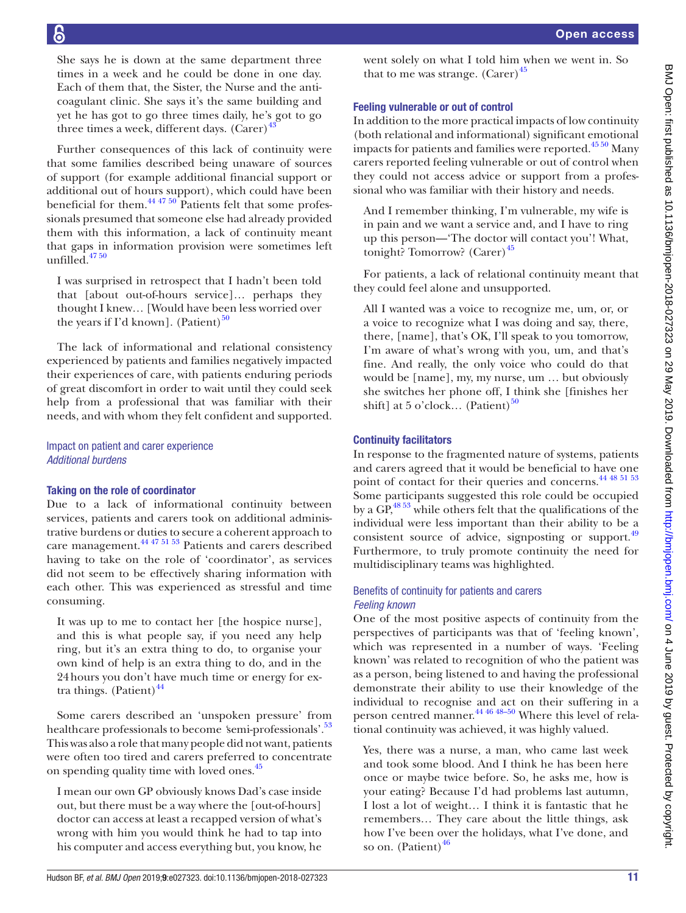She says he is down at the same department three times in a week and he could be done in one day. Each of them that, the Sister, the Nurse and the anticoagulant clinic. She says it's the same building and yet he has got to go three times daily, he's got to go three times a week, different days. (Carer)[43]

Further consequences of this lack of continuity were that some families described being unaware of sources of support (for example additional financial support or additional out of hours support), which could have been beneficial for them.[44 47 50] Patients felt that some professionals presumed that someone else had already provided them with this information, a lack of continuity meant that gaps in information provision were sometimes left unfilled.[47 50]

I was surprised in retrospect that I hadn't been told that [about out-of-hours service]… perhaps they thought I knew… [Would have been less worried over the years if I'd known]. (Patient)[50]

The lack of informational and relational consistency experienced by patients and families negatively impacted their experiences of care, with patients enduring periods of great discomfort in order to wait until they could seek help from a professional that was familiar with their needs, and with whom they felt confident and supported.

## Impact on patient and carer experience

### *Additional burdens*

#### Taking on the role of coordinator

Due to a lack of informational continuity between services, patients and carers took on additional administrative burdens or duties to secure a coherent approach to care management.[44 47 51 53] Patients and carers described having to take on the role of 'coordinator', as services did not seem to be effectively sharing information with each other. This was experienced as stressful and time consuming.

It was up to me to contact her [the hospice nurse], and this is what people say, if you need any help ring, but it's an extra thing to do, to organise your own kind of help is an extra thing to do, and in the 24 hours you don't have much time or energy for extra things. (Patient)[44]

Some carers described an 'unspoken pressure' from healthcare professionals to become 'semi-professionals'.[53] This was also a role that many people did not want, patients were often too tired and carers preferred to concentrate on spending quality time with loved ones.[45]

I mean our own GP obviously knows Dad's case inside out, but there must be a way where the [out-of-hours] doctor can access at least a recapped version of what's wrong with him you would think he had to tap into his computer and access everything but, you know, he went solely on what I told him when we went in. So that to me was strange. (Carer)[45]

#### Feeling vulnerable or out of control

In addition to the more practical impacts of low continuity (both relational and informational) significant emotional impacts for patients and families were reported.[45 50] Many carers reported feeling vulnerable or out of control when they could not access advice or support from a professional who was familiar with their history and needs.

And I remember thinking, I'm vulnerable, my wife is in pain and we want a service and, and I have to ring up this person—'The doctor will contact you'! What, tonight? Tomorrow? (Carer)[45]

For patients, a lack of relational continuity meant that they could feel alone and unsupported.

All I wanted was a voice to recognize me, um, or, or a voice to recognize what I was doing and say, there, there, [name], that's OK, I'll speak to you tomorrow, I'm aware of what's wrong with you, um, and that's fine. And really, the only voice who could do that would be [name], my, my nurse, um … but obviously she switches her phone off, I think she [finishes her shift] at 5 o'clock… (Patient)[50]

#### Continuity facilitators

In response to the fragmented nature of systems, patients and carers agreed that it would be beneficial to have one point of contact for their queries and concerns.[44 48 51 53] Some participants suggested this role could be occupied by a GP,[48 53] while others felt that the qualifications of the individual were less important than their ability to be a consistent source of advice, signposting or support.[49] Furthermore, to truly promote continuity the need for multidisciplinary teams was highlighted.

## Benefits of continuity for patients and carers

### *Feeling known*

One of the most positive aspects of continuity from the perspectives of participants was that of 'feeling known', which was represented in a number of ways. 'Feeling known' was related to recognition of who the patient was as a person, being listened to and having the professional demonstrate their ability to use their knowledge of the individual to recognise and act on their suffering in a person centred manner.[44 46 48–50] Where this level of relational continuity was achieved, it was highly valued.

Yes, there was a nurse, a man, who came last week and took some blood. And I think he has been here once or maybe twice before. So, he asks me, how is your eating? Because I'd had problems last autumn, I lost a lot of weight… I think it is fantastic that he remembers… They care about the little things, ask how I've been over the holidays, what I've done, and so on. (Patient)[46]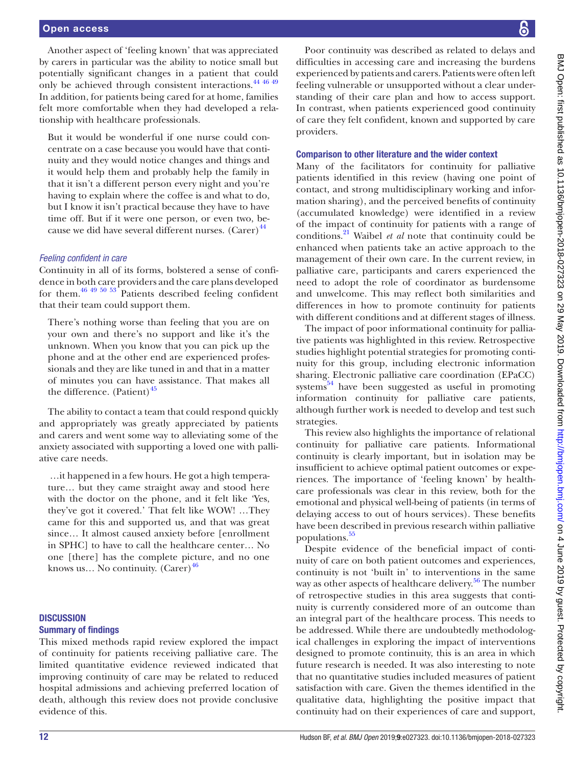Another aspect of 'feeling known' that was appreciated by carers in particular was the ability to notice small but potentially significant changes in a patient that could only be achieved through consistent interactions.[44 46 49] In addition, for patients being cared for at home, families felt more comfortable when they had developed a relationship with healthcare professionals.

> But it would be wonderful if one nurse could concentrate on a case because you would have that continuity and they would notice changes and things and it would help them and probably help the family in that it isn't a different person every night and you're having to explain where the coffee is and what to do, but I know it isn't practical because they have to have time off. But if it were one person, or even two, because we did have several different nurses. (Carer)[44]

### *Feeling confident in care*

Continuity in all of its forms, bolstered a sense of confidence in both care providers and the care plans developed for them.[46 49 50 53] Patients described feeling confident that their team could support them.

> There's nothing worse than feeling that you are on your own and there's no support and like it's the unknown. When you know that you can pick up the phone and at the other end are experienced professionals and they are like tuned in and that in a matter of minutes you can have assistance. That makes all the difference. (Patient)[45]

The ability to contact a team that could respond quickly and appropriately was greatly appreciated by patients and carers and went some way to alleviating some of the anxiety associated with supporting a loved one with palliative care needs.

> …it happened in a few hours. He got a high temperature… but they came straight away and stood here with the doctor on the phone, and it felt like 'Yes, they've got it covered.' That felt like WOW! …They came for this and supported us, and that was great since… It almost caused anxiety before [enrollment in SPHC] to have to call the healthcare center… No one [there] has the complete picture, and no one knows us… No continuity. (Carer)[46]

## DISCUSSION

### Summary of findings

This mixed methods rapid review explored the impact of continuity for patients receiving palliative care. The limited quantitative evidence reviewed indicated that improving continuity of care may be related to reduced hospital admissions and achieving preferred location of death, although this review does not provide conclusive evidence of this.

Poor continuity was described as related to delays and difficulties in accessing care and increasing the burdens experienced by patients and carers. Patients were often left feeling vulnerable or unsupported without a clear understanding of their care plan and how to access support. In contrast, when patients experienced good continuity of care they felt confident, known and supported by care providers.

### Comparison to other literature and the wider context

Many of the facilitators for continuity for palliative patients identified in this review (having one point of contact, and strong multidisciplinary working and information sharing), and the perceived benefits of continuity (accumulated knowledge) were identified in a review of the impact of continuity for patients with a range of conditions.[21] Waibel *et al* note that continuity could be enhanced when patients take an active approach to the management of their own care. In the current review, in palliative care, participants and carers experienced the need to adopt the role of coordinator as burdensome and unwelcome. This may reflect both similarities and differences in how to promote continuity for patients with different conditions and at different stages of illness.

The impact of poor informational continuity for palliative patients was highlighted in this review. Retrospective studies highlight potential strategies for promoting continuity for this group, including electronic information sharing. Electronic palliative care coordination (EPaCC) systems[54] have been suggested as useful in promoting information continuity for palliative care patients, although further work is needed to develop and test such strategies.

This review also highlights the importance of relational continuity for palliative care patients. Informational continuity is clearly important, but in isolation may be insufficient to achieve optimal patient outcomes or experiences. The importance of 'feeling known' by healthcare professionals was clear in this review, both for the emotional and physical well-being of patients (in terms of delaying access to out of hours services). These benefits have been described in previous research within palliative populations.[55]

Despite evidence of the beneficial impact of continuity of care on both patient outcomes and experiences, continuity is not 'built in' to interventions in the same way as other aspects of healthcare delivery.[56] The number of retrospective studies in this area suggests that continuity is currently considered more of an outcome than an integral part of the healthcare process. This needs to be addressed. While there are undoubtedly methodological challenges in exploring the impact of interventions designed to promote continuity, this is an area in which future research is needed. It was also interesting to note that no quantitative studies included measures of patient satisfaction with care. Given the themes identified in the qualitative data, highlighting the positive impact that continuity had on their experiences of care and support,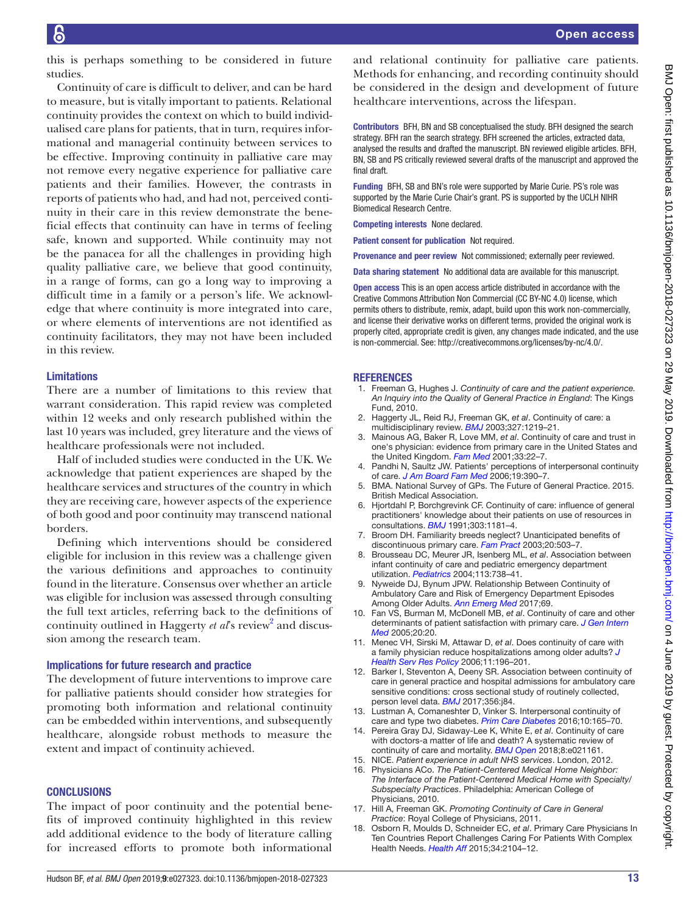this is perhaps something to be considered in future studies.

Continuity of care is difficult to deliver, and can be hard to measure, but is vitally important to patients. Relational continuity provides the context on which to build individualised care plans for patients, that in turn, requires informational and managerial continuity between services to be effective. Improving continuity in palliative care may not remove every negative experience for palliative care patients and their families. However, the contrasts in reports of patients who had, and had not, perceived continuity in their care in this review demonstrate the beneficial effects that continuity can have in terms of feeling safe, known and supported. While continuity may not be the panacea for all the challenges in providing high quality palliative care, we believe that good continuity, in a range of forms, can go a long way to improving a difficult time in a family or a person's life. We acknowledge that where continuity is more integrated into care, or where elements of interventions are not identified as continuity facilitators, they may not have been included in this review.

### Limitations

There are a number of limitations to this review that warrant consideration. This rapid review was completed within 12 weeks and only research published within the last 10 years was included, grey literature and the views of healthcare professionals were not included.

Half of included studies were conducted in the UK. We acknowledge that patient experiences are shaped by the healthcare services and structures of the country in which they are receiving care, however aspects of the experience of both good and poor continuity may transcend national borders.

Defining which interventions should be considered eligible for inclusion in this review was a challenge given the various definitions and approaches to continuity found in the literature. Consensus over whether an article was eligible for inclusion was assessed through consulting the full text articles, referring back to the definitions of continuity outlined in Haggerty *et al*'s review[2] and discussion among the research team.

### Implications for future research and practice

The development of future interventions to improve care for palliative patients should consider how strategies for promoting both information and relational continuity can be embedded within interventions, and subsequently healthcare, alongside robust methods to measure the extent and impact of continuity achieved.

## CONCLUSIONS

The impact of poor continuity and the potential benefits of improved continuity highlighted in this review add additional evidence to the body of literature calling for increased efforts to promote both informational and relational continuity for palliative care patients. Methods for enhancing, and recording continuity should be considered in the design and development of future healthcare interventions, across the lifespan.

**Contributors** BFH, BN and SB conceptualised the study. BFH designed the search strategy. BFH ran the search strategy. BFH screened the articles, extracted data, analysed the results and drafted the manuscript. BN reviewed eligible articles. BFH, BN, SB and PS critically reviewed several drafts of the manuscript and approved the final draft.

**Funding** BFH, SB and BN's role were supported by Marie Curie. PS's role was supported by the Marie Curie Chair's grant. PS is supported by the UCLH NIHR Biomedical Research Centre.

**Competing interests** None declared.

**Patient consent for publication** Not required.

**Provenance and peer review** Not commissioned; externally peer reviewed.

**Data sharing statement** No additional data are available for this manuscript.

**Open access** This is an open access article distributed in accordance with the Creative Commons Attribution Non Commercial (CC BY-NC 4.0) license, which permits others to distribute, remix, adapt, build upon this work non-commercially, and license their derivative works on different terms, provided the original work is properly cited, appropriate credit is given, any changes made indicated, and the use is non-commercial. See: http://creativecommons.org/licenses/by-nc/4.0/.

## REFERENCES

1. Freeman G, Hughes J. *Continuity of care and the patient experience. An Inquiry into the Quality of General Practice in England*: The Kings Fund, 2010.
2. Haggerty JL, Reid RJ, Freeman GK, *et al*. Continuity of care: a multidisciplinary review. *BMJ* 2003;327:1219–21.
3. Mainous AG, Baker R, Love MM, *et al*. Continuity of care and trust in one's physician: evidence from primary care in the United States and the United Kingdom. *Fam Med* 2001;33:22–7.
4. Pandhi N, Saultz JW. Patients' perceptions of interpersonal continuity of care. *J Am Board Fam Med* 2006;19:390–7.
5. BMA. National Survey of GPs. The Future of General Practice. 2015. British Medical Association.
6. Hjortdahl P, Borchgrevink CF. Continuity of care: influence of general practitioners' knowledge about their patients on use of resources in consultations. *BMJ* 1991;303:1181–4.
7. Broom DH. Familiarity breeds neglect? Unanticipated benefits of discontinuous primary care. *Fam Pract* 2003;20:503–7.
8. Brousseau DC, Meurer JR, Isenberg ML, *et al*. Association between infant continuity of care and pediatric emergency department utilization. *Pediatrics* 2004;113:738–41.
9. Nyweide DJ, Bynum JPW. Relationship Between Continuity of Ambulatory Care and Risk of Emergency Department Episodes Among Older Adults. *Ann Emerg Med* 2017;69.
10. Fan VS, Burman M, McDonell MB, *et al*. Continuity of care and other determinants of patient satisfaction with primary care. *J Gen Intern Med* 2005;20:20.
11. Menec VH, Sirski M, Attawar D, *et al*. Does continuity of care with a family physician reduce hospitalizations among older adults? *J Health Serv Res Policy* 2006;11:196–201.
12. Barker I, Steventon A, Deeny SR. Association between continuity of care in general practice and hospital admissions for ambulatory care sensitive conditions: cross sectional study of routinely collected, person level data. *BMJ* 2017;356:j84.
13. Lustman A, Comaneshter D, Vinker S. Interpersonal continuity of care and type two diabetes. *Prim Care Diabetes* 2016;10:165–70.
14. Pereira Gray DJ, Sidaway-Lee K, White E, *et al*. Continuity of care with doctors-a matter of life and death? A systematic review of continuity of care and mortality. *BMJ Open* 2018;8:e021161.
15. NICE. *Patient experience in adult NHS services*. London, 2012.
16. Physicians ACo. *The Patient-Centered Medical Home Neighbor: The Interface of the Patient-Centered Medical Home with Specialty/Subspecialty Practices*. Philadelphia: American College of Physicians, 2010.
17. Hill A, Freeman GK. *Promoting Continuity of Care in General Practice*: Royal College of Physicians, 2011.
18. Osborn R, Moulds D, Schneider EC, *et al*. Primary Care Physicians In Ten Countries Report Challenges Caring For Patients With Complex Health Needs. *Health Aff* 2015;34:2104–12.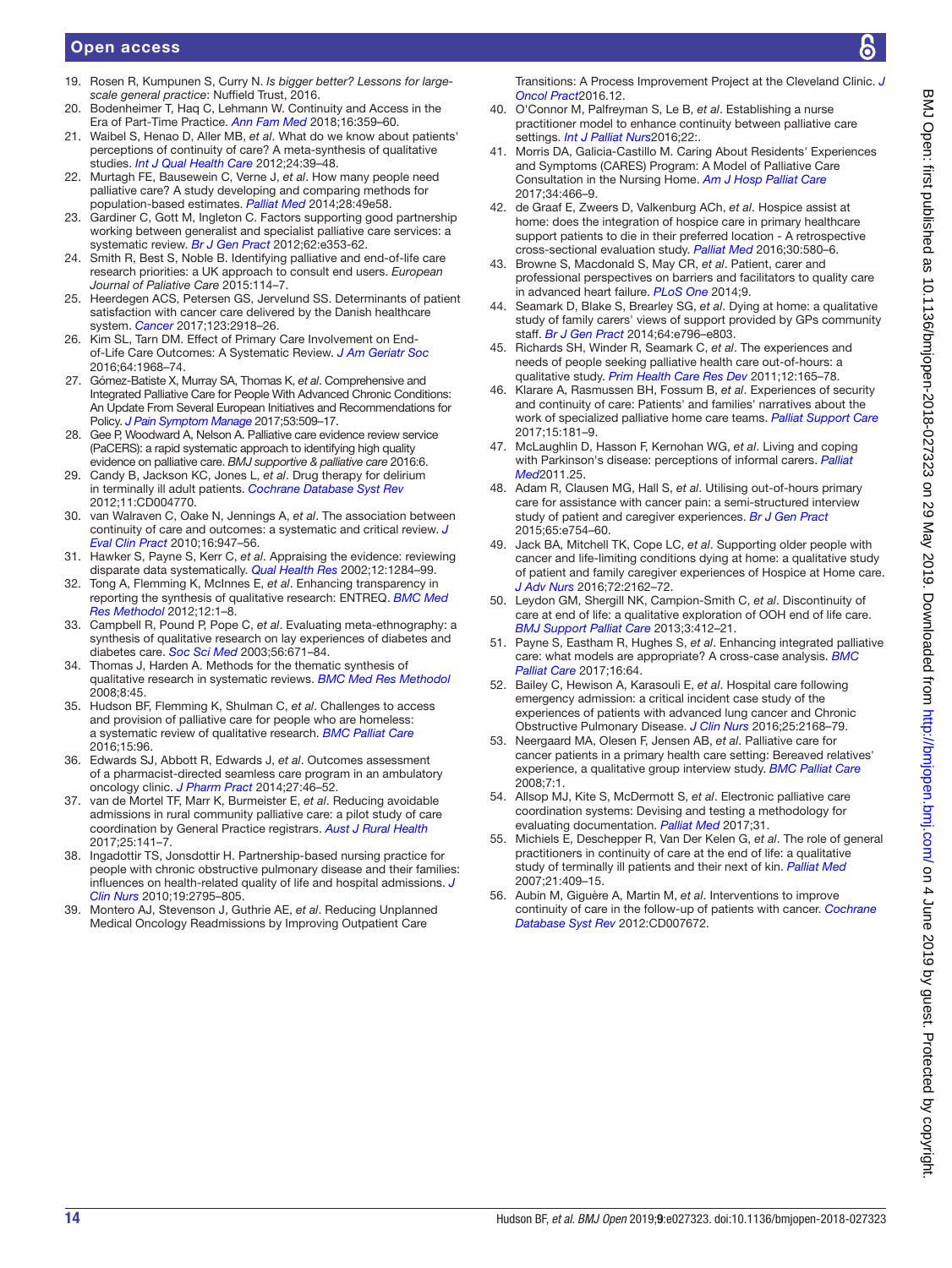19. Rosen R, Kumpunen S, Curry N. *Is bigger better? Lessons for large-scale general practice*: Nuffield Trust, 2016.
20. Bodenheimer T, Haq C, Lehmann W. Continuity and Access in the Era of Part-Time Practice. *Ann Fam Med* 2018;16:359–60.
21. Waibel S, Henao D, Aller MB, *et al*. What do we know about patients' perceptions of continuity of care? A meta-synthesis of qualitative studies. *Int J Qual Health Care* 2012;24:39–48.
22. Murtagh FE, Bausewein C, Verne J, *et al*. How many people need palliative care? A study developing and comparing methods for population-based estimates. *Palliat Med* 2014;28:49e58.
23. Gardiner C, Gott M, Ingleton C. Factors supporting good partnership working between generalist and specialist palliative care services: a systematic review. *Br J Gen Pract* 2012;62:e353-62.
24. Smith R, Best S, Noble B. Identifying palliative and end-of-life care research priorities: a UK approach to consult end users. *European Journal of Palliative Care* 2015:114–7.
25. Heerdegen ACS, Petersen GS, Jervelund SS. Determinants of patient satisfaction with cancer care delivered by the Danish healthcare system. *Cancer* 2017;123:2918–26.
26. Kim SL, Tarn DM. Effect of Primary Care Involvement on End-of-Life Care Outcomes: A Systematic Review. *J Am Geriatr Soc* 2016;64:1968–74.
27. Gómez-Batiste X, Murray SA, Thomas K, *et al*. Comprehensive and Integrated Palliative Care for People With Advanced Chronic Conditions: An Update From Several European Initiatives and Recommendations for Policy. *J Pain Symptom Manage* 2017;53:509–17.
28. Gee P, Woodward A, Nelson A. Palliative care evidence review service (PaCERS): a rapid systematic approach to identifying high quality evidence on palliative care. *BMJ supportive & palliative care* 2016:6.
29. Candy B, Jackson KC, Jones L, *et al*. Drug therapy for delirium in terminally ill adult patients. *Cochrane Database Syst Rev* 2012;11:CD004770.
30. van Walraven C, Oake N, Jennings A, *et al*. The association between continuity of care and outcomes: a systematic and critical review. *J Eval Clin Pract* 2010;16:947–56.
31. Hawker S, Payne S, Kerr C, *et al*. Appraising the evidence: reviewing disparate data systematically. *Qual Health Res* 2002;12:1284–99.
32. Tong A, Flemming K, McInnes E, *et al*. Enhancing transparency in reporting the synthesis of qualitative research: ENTREQ. *BMC Med Res Methodol* 2012;12:1–8.
33. Campbell R, Pound P, Pope C, *et al*. Evaluating meta-ethnography: a synthesis of qualitative research on lay experiences of diabetes and diabetes care. *Soc Sci Med* 2003;56:671–84.
34. Thomas J, Harden A. Methods for the thematic synthesis of qualitative research in systematic reviews. *BMC Med Res Methodol* 2008;8:45.
35. Hudson BF, Flemming K, Shulman C, *et al*. Challenges to access and provision of palliative care for people who are homeless: a systematic review of qualitative research. *BMC Palliat Care* 2016;15:96.
36. Edwards SJ, Abbott R, Edwards J, *et al*. Outcomes assessment of a pharmacist-directed seamless care program in an ambulatory oncology clinic. *J Pharm Pract* 2014;27:46–52.
37. van de Mortel TF, Marr K, Burmeister E, *et al*. Reducing avoidable admissions in rural community palliative care: a pilot study of care coordination by General Practice registrars. *Aust J Rural Health* 2017;25:141–7.
38. Ingadottir TS, Jonsdottir H. Partnership-based nursing practice for people with chronic obstructive pulmonary disease and their families: influences on health-related quality of life and hospital admissions. *J Clin Nurs* 2010;19:2795–805.
39. Montero AJ, Stevenson J, Guthrie AE, *et al*. Reducing Unplanned Medical Oncology Readmissions by Improving Outpatient Care Transitions: A Process Improvement Project at the Cleveland Clinic. *J Oncol Pract*2016.12.
40. O'Connor M, Palfreyman S, Le B, *et al*. Establishing a nurse practitioner model to enhance continuity between palliative care settings. *Int J Palliat Nurs*2016;22:.
41. Morris DA, Galicia-Castillo M. Caring About Residents' Experiences and Symptoms (CARES) Program: A Model of Palliative Care Consultation in the Nursing Home. *Am J Hosp Palliat Care* 2017;34:466–9.
42. de Graaf E, Zweers D, Valkenburg ACh, *et al*. Hospice assist at home: does the integration of hospice care in primary healthcare support patients to die in their preferred location - A retrospective cross-sectional evaluation study. *Palliat Med* 2016;30:580–6.
43. Browne S, Macdonald S, May CR, *et al*. Patient, carer and professional perspectives on barriers and facilitators to quality care in advanced heart failure. *PLoS One* 2014;9.
44. Seamark D, Blake S, Brearley SG, *et al*. Dying at home: a qualitative study of family carers' views of support provided by GPs community staff. *Br J Gen Pract* 2014;64:e796–e803.
45. Richards SH, Winder R, Seamark C, *et al*. The experiences and needs of people seeking palliative health care out-of-hours: a qualitative study. *Prim Health Care Res Dev* 2011;12:165–78.
46. Klarare A, Rasmussen BH, Fossum B, *et al*. Experiences of security and continuity of care: Patients' and families' narratives about the work of specialized palliative home care teams. *Palliat Support Care* 2017;15:181–9.
47. McLaughlin D, Hasson F, Kernohan WG, *et al*. Living and coping with Parkinson's disease: perceptions of informal carers. *Palliat Med*2011.25.
48. Adam R, Clausen MG, Hall S, *et al*. Utilising out-of-hours primary care for assistance with cancer pain: a semi-structured interview study of patient and caregiver experiences. *Br J Gen Pract* 2015;65:e754–60.
49. Jack BA, Mitchell TK, Cope LC, *et al*. Supporting older people with cancer and life-limiting conditions dying at home: a qualitative study of patient and family caregiver experiences of Hospice at Home care. *J Adv Nurs* 2016;72:2162–72.
50. Leydon GM, Shergill NK, Campion-Smith C, *et al*. Discontinuity of care at end of life: a qualitative exploration of OOH end of life care. *BMJ Support Palliat Care* 2013;3:412–21.
51. Payne S, Eastham R, Hughes S, *et al*. Enhancing integrated palliative care: what models are appropriate? A cross-case analysis. *BMC Palliat Care* 2017;16:64.
52. Bailey C, Hewison A, Karasouli E, *et al*. Hospital care following emergency admission: a critical incident case study of the experiences of patients with advanced lung cancer and Chronic Obstructive Pulmonary Disease. *J Clin Nurs* 2016;25:2168–79.
53. Neergaard MA, Olesen F, Jensen AB, *et al*. Palliative care for cancer patients in a primary health care setting: Bereaved relatives' experience, a qualitative group interview study. *BMC Palliat Care* 2008;7:1.
54. Allsop MJ, Kite S, McDermott S, *et al*. Electronic palliative care coordination systems: Devising and testing a methodology for evaluating documentation. *Palliat Med* 2017;31.
55. Michiels E, Deschepper R, Van Der Kelen G, *et al*. The role of general practitioners in continuity of care at the end of life: a qualitative study of terminally ill patients and their next of kin. *Palliat Med* 2007;21:409–15.
56. Aubin M, Giguère A, Martin M, *et al*. Interventions to improve continuity of care in the follow-up of patients with cancer. *Cochrane Database Syst Rev* 2012:CD007672.